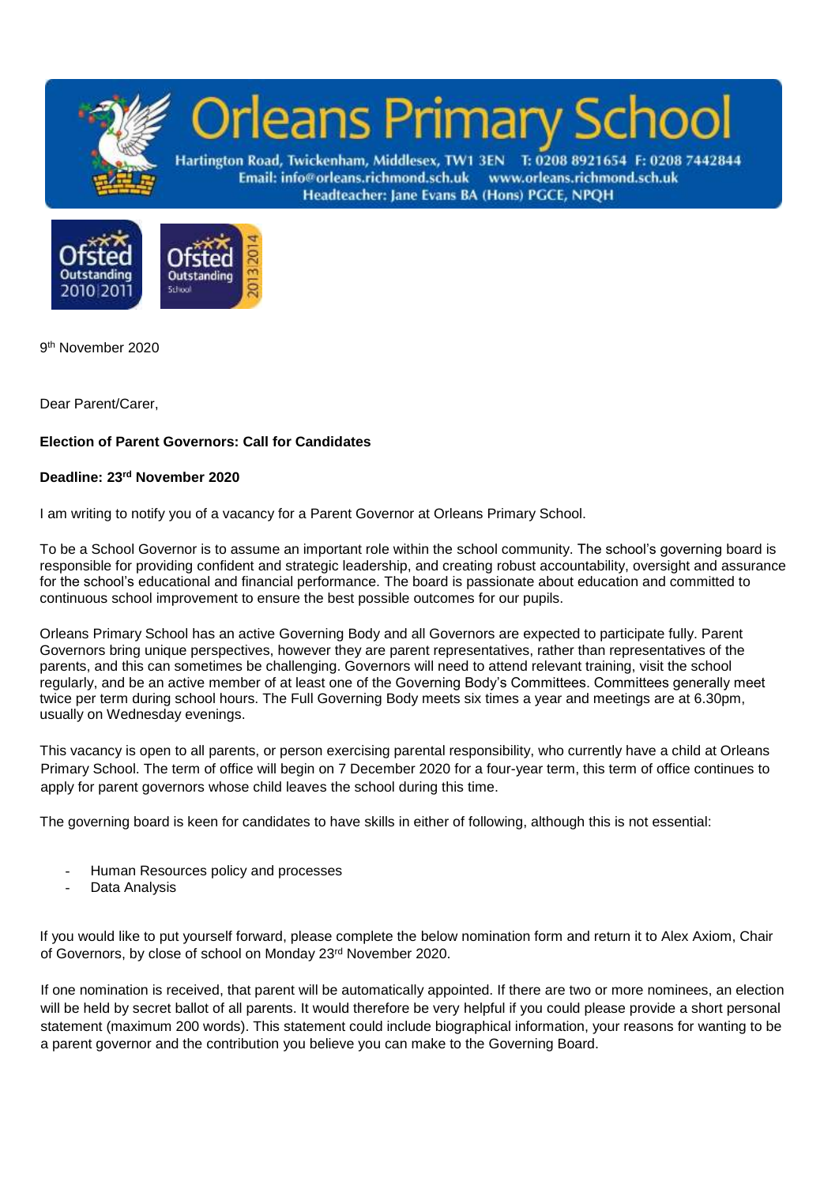# Orleans Primary School

Hartington Road, Twickenham, Middlesex, TW1 3EN T: 0208 8921654 F: 0208 7442844
Email: info@orleans.richmond.sch.uk www.orleans.richmond.sch.uk
Headteacher: Jane Evans BA (Hons) PGCE, NPQH

Ofsted Outstanding 2010|2011

Ofsted Outstanding School 2013|2014

9th November 2020

Dear Parent/Carer,

**Election of Parent Governors: Call for Candidates**

**Deadline: 23rd November 2020**

I am writing to notify you of a vacancy for a Parent Governor at Orleans Primary School.

To be a School Governor is to assume an important role within the school community. The school's governing board is responsible for providing confident and strategic leadership, and creating robust accountability, oversight and assurance for the school's educational and financial performance. The board is passionate about education and committed to continuous school improvement to ensure the best possible outcomes for our pupils.

Orleans Primary School has an active Governing Body and all Governors are expected to participate fully. Parent Governors bring unique perspectives, however they are parent representatives, rather than representatives of the parents, and this can sometimes be challenging. Governors will need to attend relevant training, visit the school regularly, and be an active member of at least one of the Governing Body's Committees. Committees generally meet twice per term during school hours. The Full Governing Body meets six times a year and meetings are at 6.30pm, usually on Wednesday evenings.

This vacancy is open to all parents, or person exercising parental responsibility, who currently have a child at Orleans Primary School. The term of office will begin on 7 December 2020 for a four-year term, this term of office continues to apply for parent governors whose child leaves the school during this time.

The governing board is keen for candidates to have skills in either of following, although this is not essential:

- Human Resources policy and processes
- Data Analysis

If you would like to put yourself forward, please complete the below nomination form and return it to Alex Axiom, Chair of Governors, by close of school on Monday 23rd November 2020.

If one nomination is received, that parent will be automatically appointed. If there are two or more nominees, an election will be held by secret ballot of all parents. It would therefore be very helpful if you could please provide a short personal statement (maximum 200 words). This statement could include biographical information, your reasons for wanting to be a parent governor and the contribution you believe you can make to the Governing Board.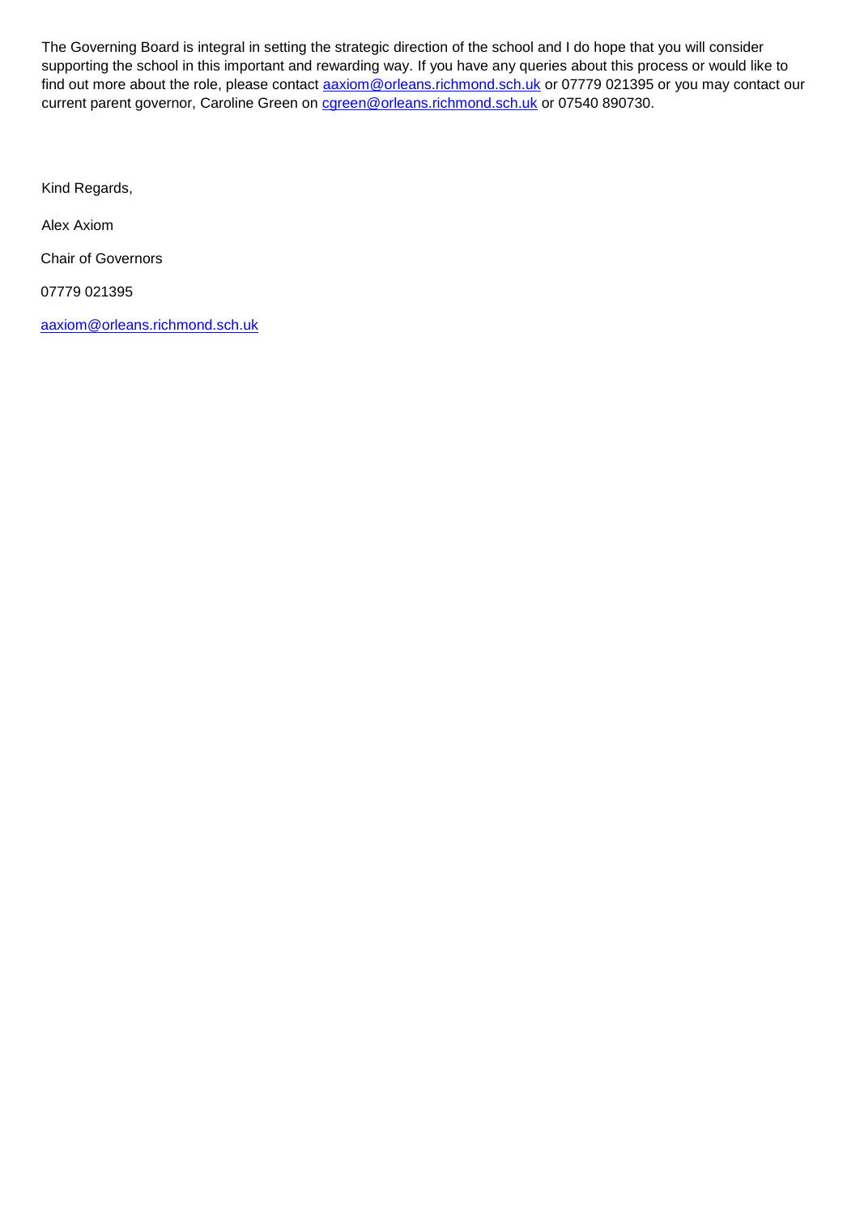The Governing Board is integral in setting the strategic direction of the school and I do hope that you will consider supporting the school in this important and rewarding way. If you have any queries about this process or would like to find out more about the role, please contact aaxiom@orleans.richmond.sch.uk or 07779 021395 or you may contact our current parent governor, Caroline Green on cgreen@orleans.richmond.sch.uk or 07540 890730.

Kind Regards,

Alex Axiom

Chair of Governors

07779 021395

aaxiom@orleans.richmond.sch.uk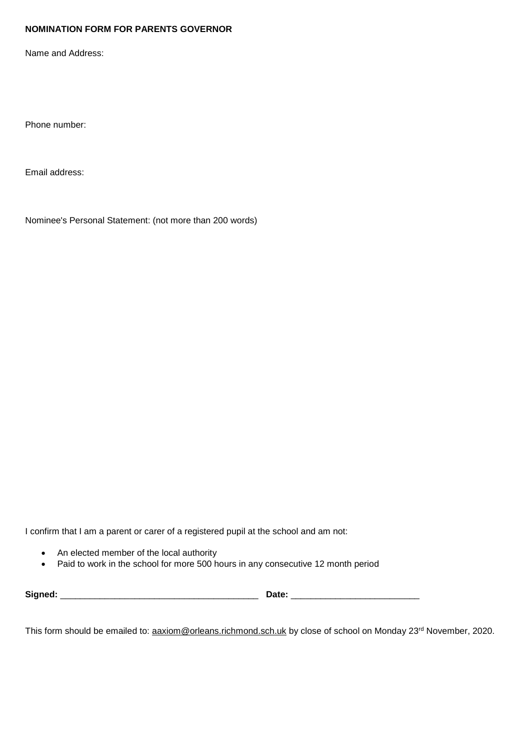**NOMINATION FORM FOR PARENTS GOVERNOR**

Name and Address:

Phone number:

Email address:

Nominee's Personal Statement: (not more than 200 words)

I confirm that I am a parent or carer of a registered pupil at the school and am not:

- An elected member of the local authority
- Paid to work in the school for more 500 hours in any consecutive 12 month period

**Signed:** ________________________________________ **Date:** __________________________

This form should be emailed to: aaxiom@orleans.richmond.sch.uk by close of school on Monday 23rd November, 2020.